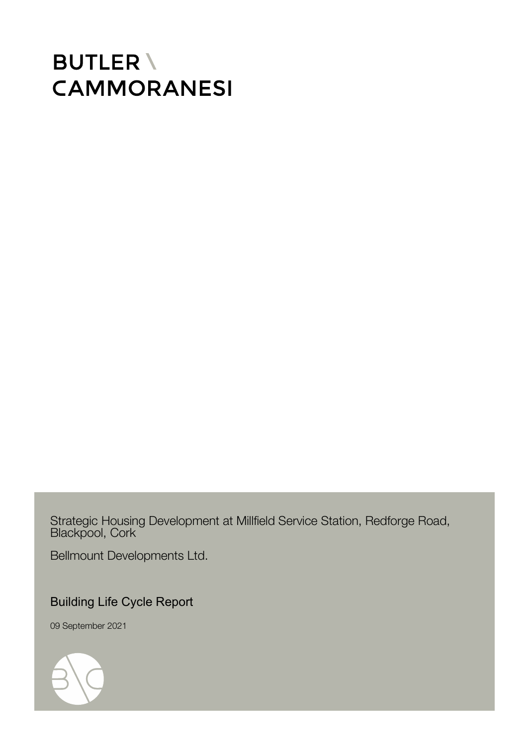BUTLER \
CAMMORANESI

Strategic Housing Development at Millfield Service Station, Redforge Road, Blackpool, Cork

Bellmount Developments Ltd.

# Building Life Cycle Report

09 September 2021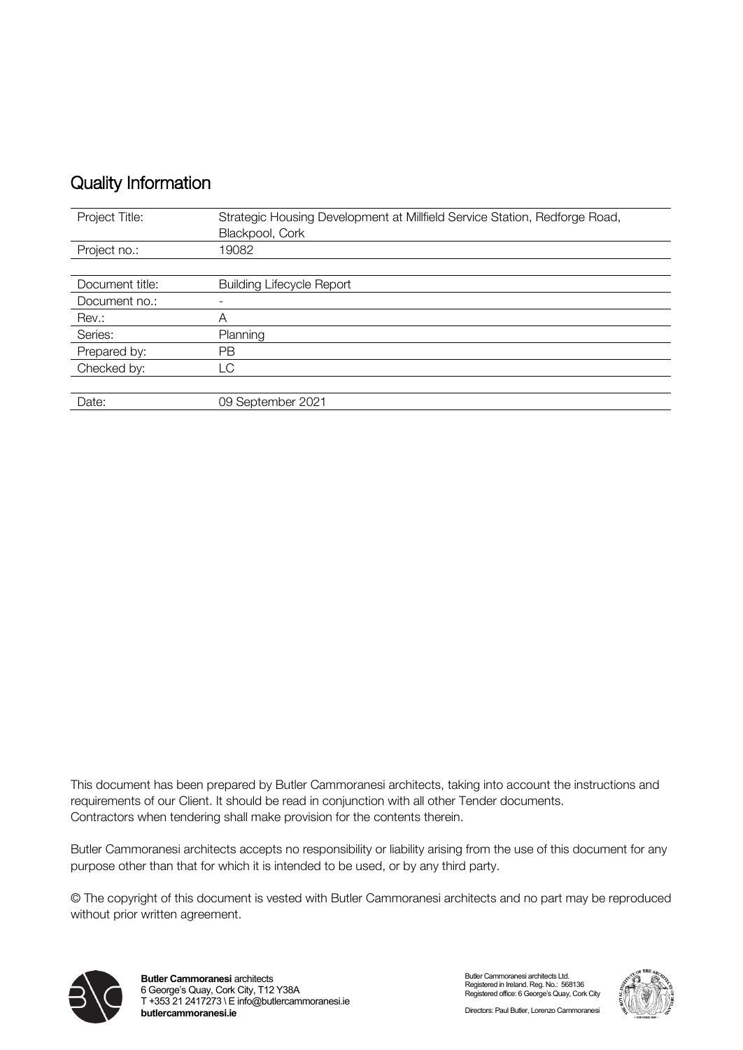## Quality Information

| | |
|---|---|
| Project Title: | Strategic Housing Development at Millfield Service Station, Redforge Road, Blackpool, Cork |
| Project no.: | 19082 |
| | |
| Document title: | Building Lifecycle Report |
| Document no.: | - |
| Rev.: | A |
| Series: | Planning |
| Prepared by: | PB |
| Checked by: | LC |
| | |
| Date: | 09 September 2021 |

This document has been prepared by Butler Cammoranesi architects, taking into account the instructions and requirements of our Client. It should be read in conjunction with all other Tender documents. Contractors when tendering shall make provision for the contents therein.

Butler Cammoranesi architects accepts no responsibility or liability arising from the use of this document for any purpose other than that for which it is intended to be used, or by any third party.

© The copyright of this document is vested with Butler Cammoranesi architects and no part may be reproduced without prior written agreement.

**Butler Cammoranesi** architects
6 George's Quay, Cork City, T12 Y38A
T +353 21 2417273 \ E info@butlercammoranesi.ie
**butlercammoranesi.ie**

Butler Cammoranesi architects Ltd.
Registered in Ireland. Reg. No.: 568136
Registered office: 6 George's Quay, Cork City

Directors: Paul Butler, Lorenzo Cammoranesi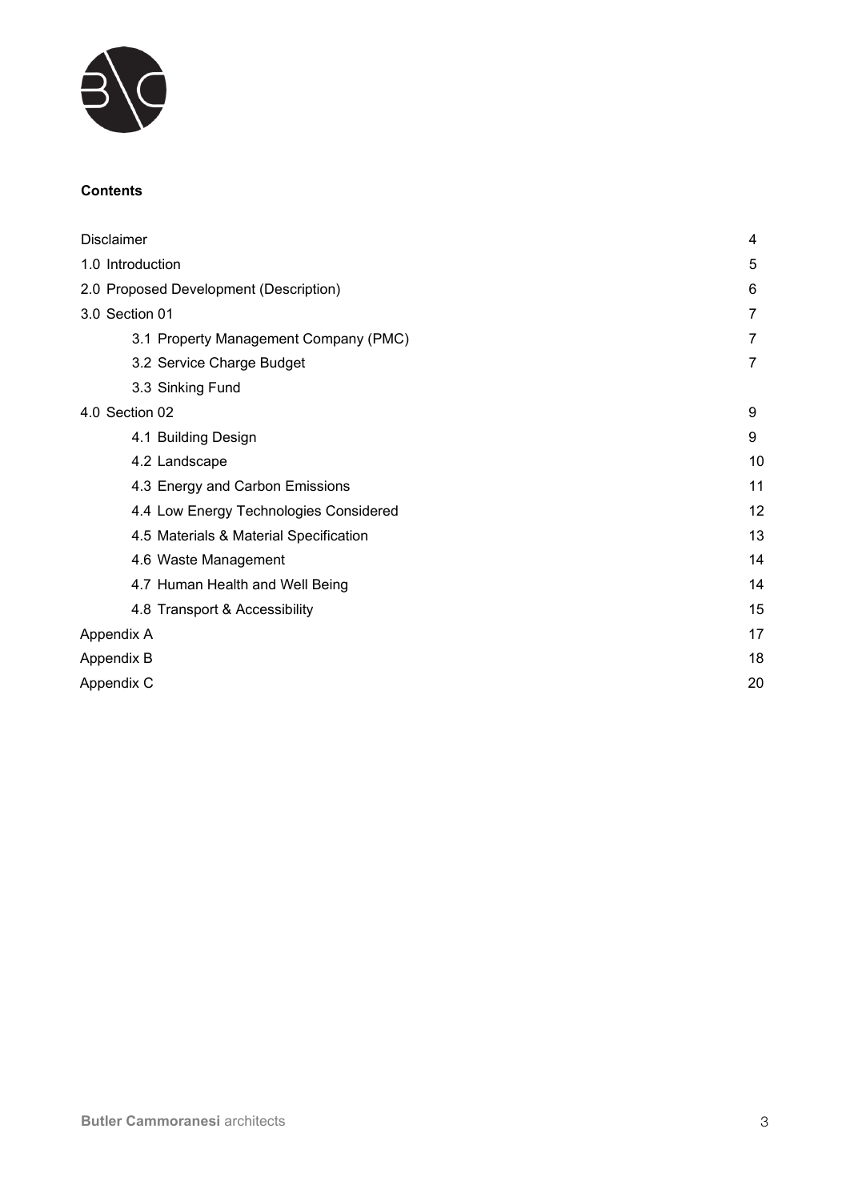**Contents**

| | |
|---|---|
| Disclaimer | 4 |
| 1.0 Introduction | 5 |
| 2.0 Proposed Development (Description) | 6 |
| 3.0 Section 01 | 7 |
| 3.1 Property Management Company (PMC) | 7 |
| 3.2 Service Charge Budget | 7 |
| 3.3 Sinking Fund | |
| 4.0 Section 02 | 9 |
| 4.1 Building Design | 9 |
| 4.2 Landscape | 10 |
| 4.3 Energy and Carbon Emissions | 11 |
| 4.4 Low Energy Technologies Considered | 12 |
| 4.5 Materials & Material Specification | 13 |
| 4.6 Waste Management | 14 |
| 4.7 Human Health and Well Being | 14 |
| 4.8 Transport & Accessibility | 15 |
| Appendix A | 17 |
| Appendix B | 18 |
| Appendix C | 20 |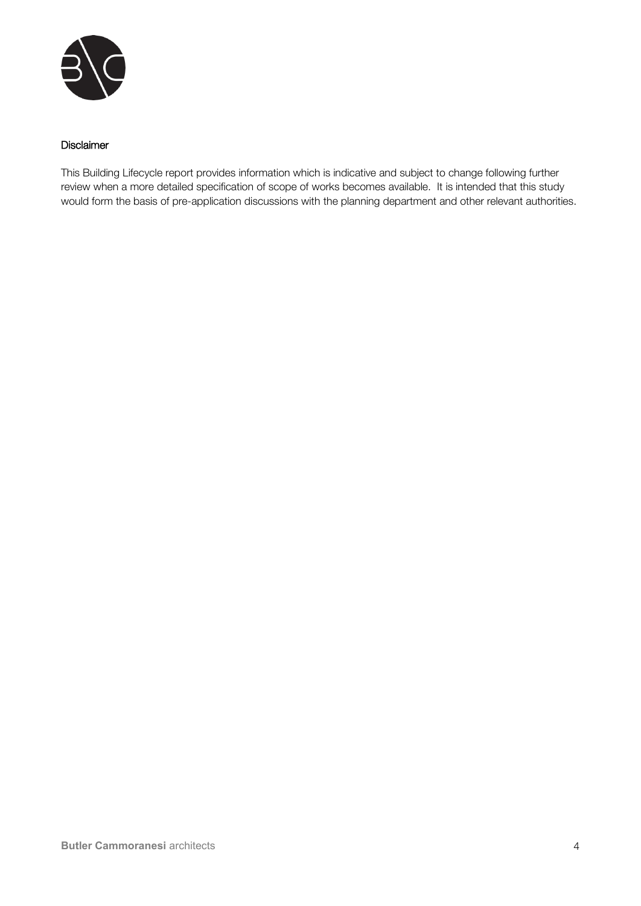## Disclaimer

This Building Lifecycle report provides information which is indicative and subject to change following further review when a more detailed specification of scope of works becomes available. It is intended that this study would form the basis of pre-application discussions with the planning department and other relevant authorities.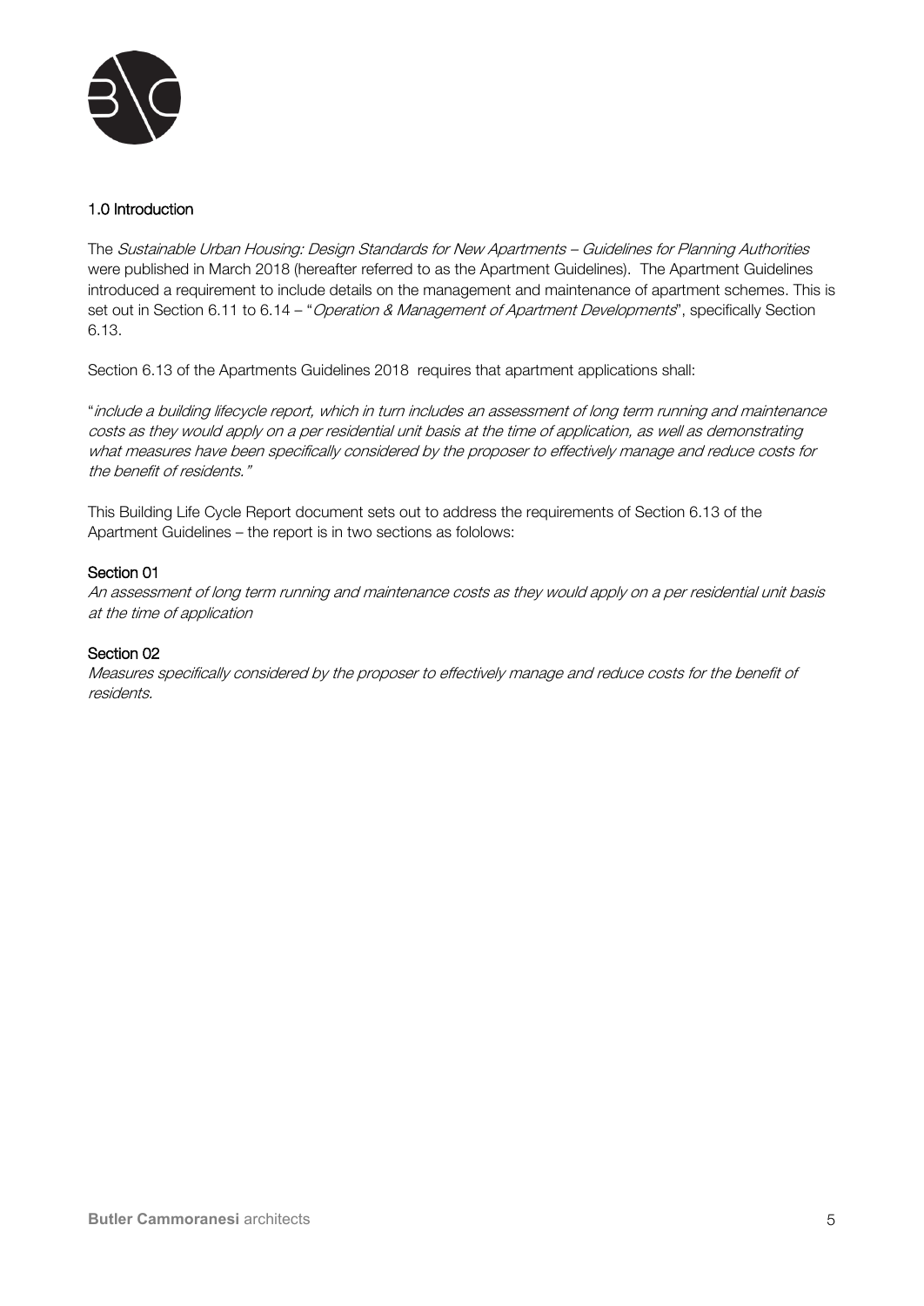## 1.0 Introduction

The *Sustainable Urban Housing: Design Standards for New Apartments – Guidelines for Planning Authorities* were published in March 2018 (hereafter referred to as the Apartment Guidelines). The Apartment Guidelines introduced a requirement to include details on the management and maintenance of apartment schemes. This is set out in Section 6.11 to 6.14 – "*Operation & Management of Apartment Developments*", specifically Section 6.13.

Section 6.13 of the Apartments Guidelines 2018 requires that apartment applications shall:

"*include a building lifecycle report, which in turn includes an assessment of long term running and maintenance costs as they would apply on a per residential unit basis at the time of application, as well as demonstrating what measures have been specifically considered by the proposer to effectively manage and reduce costs for the benefit of residents.*"

This Building Life Cycle Report document sets out to address the requirements of Section 6.13 of the Apartment Guidelines – the report is in two sections as fololows:

### Section 01

*An assessment of long term running and maintenance costs as they would apply on a per residential unit basis at the time of application*

### Section 02

*Measures specifically considered by the proposer to effectively manage and reduce costs for the benefit of residents.*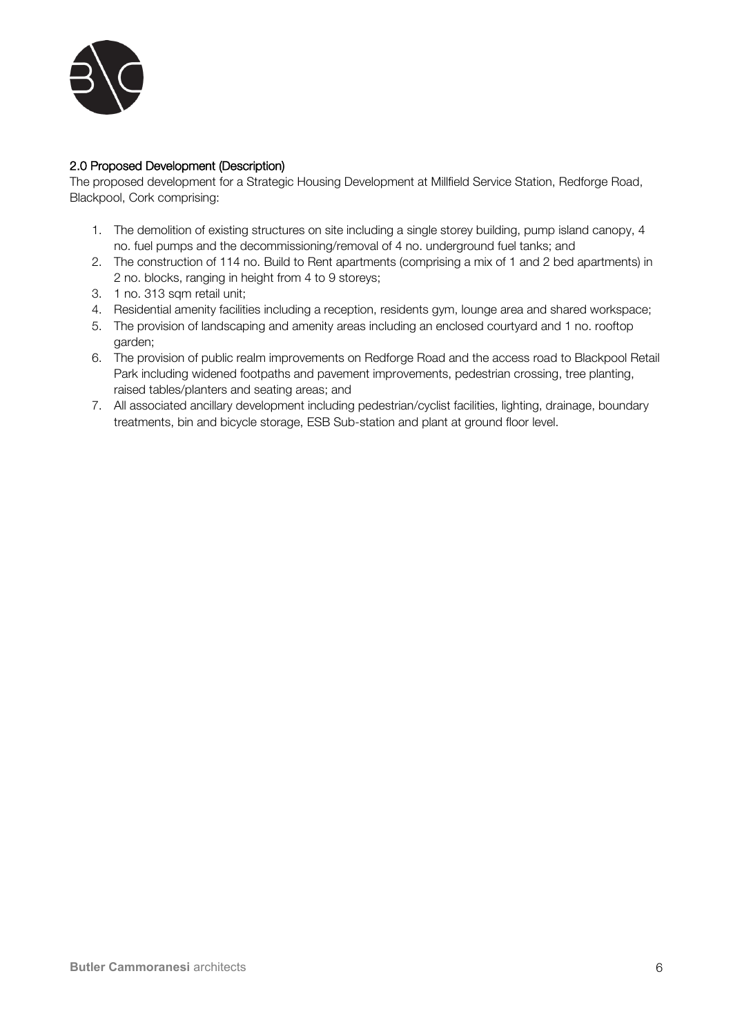## 2.0 Proposed Development (Description)

The proposed development for a Strategic Housing Development at Millfield Service Station, Redforge Road, Blackpool, Cork comprising:

1. The demolition of existing structures on site including a single storey building, pump island canopy, 4 no. fuel pumps and the decommissioning/removal of 4 no. underground fuel tanks; and
2. The construction of 114 no. Build to Rent apartments (comprising a mix of 1 and 2 bed apartments) in 2 no. blocks, ranging in height from 4 to 9 storeys;
3. 1 no. 313 sqm retail unit;
4. Residential amenity facilities including a reception, residents gym, lounge area and shared workspace;
5. The provision of landscaping and amenity areas including an enclosed courtyard and 1 no. rooftop garden;
6. The provision of public realm improvements on Redforge Road and the access road to Blackpool Retail Park including widened footpaths and pavement improvements, pedestrian crossing, tree planting, raised tables/planters and seating areas; and
7. All associated ancillary development including pedestrian/cyclist facilities, lighting, drainage, boundary treatments, bin and bicycle storage, ESB Sub-station and plant at ground floor level.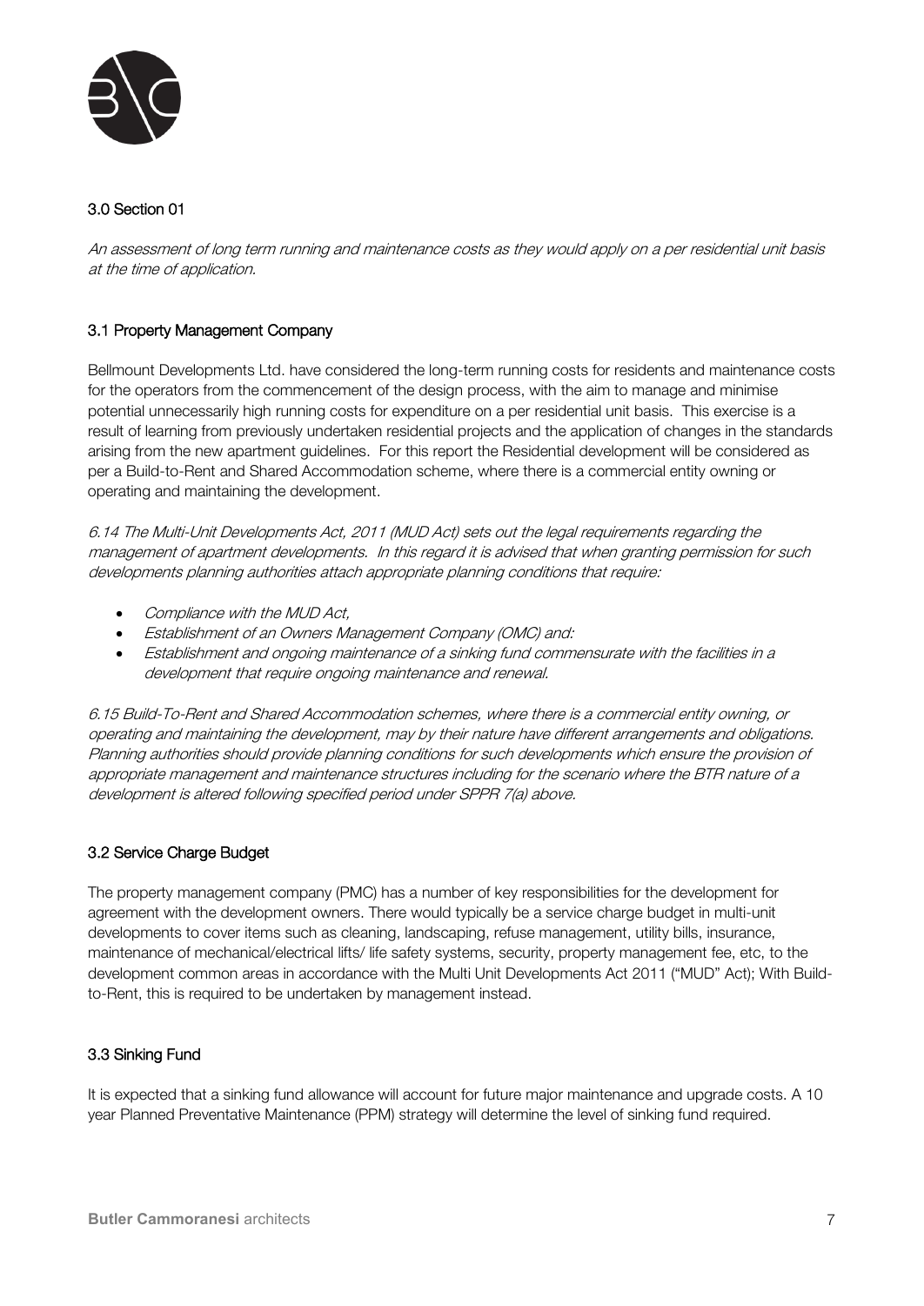## 3.0 Section 01

*An assessment of long term running and maintenance costs as they would apply on a per residential unit basis at the time of application.*

### 3.1 Property Management Company

Bellmount Developments Ltd. have considered the long-term running costs for residents and maintenance costs for the operators from the commencement of the design process, with the aim to manage and minimise potential unnecessarily high running costs for expenditure on a per residential unit basis. This exercise is a result of learning from previously undertaken residential projects and the application of changes in the standards arising from the new apartment guidelines. For this report the Residential development will be considered as per a Build-to-Rent and Shared Accommodation scheme, where there is a commercial entity owning or operating and maintaining the development.

*6.14 The Multi-Unit Developments Act, 2011 (MUD Act) sets out the legal requirements regarding the management of apartment developments. In this regard it is advised that when granting permission for such developments planning authorities attach appropriate planning conditions that require:*

- *Compliance with the MUD Act,*
- *Establishment of an Owners Management Company (OMC) and:*
- *Establishment and ongoing maintenance of a sinking fund commensurate with the facilities in a development that require ongoing maintenance and renewal.*

*6.15 Build-To-Rent and Shared Accommodation schemes, where there is a commercial entity owning, or operating and maintaining the development, may by their nature have different arrangements and obligations. Planning authorities should provide planning conditions for such developments which ensure the provision of appropriate management and maintenance structures including for the scenario where the BTR nature of a development is altered following specified period under SPPR 7(a) above.*

### 3.2 Service Charge Budget

The property management company (PMC) has a number of key responsibilities for the development for agreement with the development owners. There would typically be a service charge budget in multi-unit developments to cover items such as cleaning, landscaping, refuse management, utility bills, insurance, maintenance of mechanical/electrical lifts/ life safety systems, security, property management fee, etc, to the development common areas in accordance with the Multi Unit Developments Act 2011 ("MUD" Act); With Build-to-Rent, this is required to be undertaken by management instead.

### 3.3 Sinking Fund

It is expected that a sinking fund allowance will account for future major maintenance and upgrade costs. A 10 year Planned Preventative Maintenance (PPM) strategy will determine the level of sinking fund required.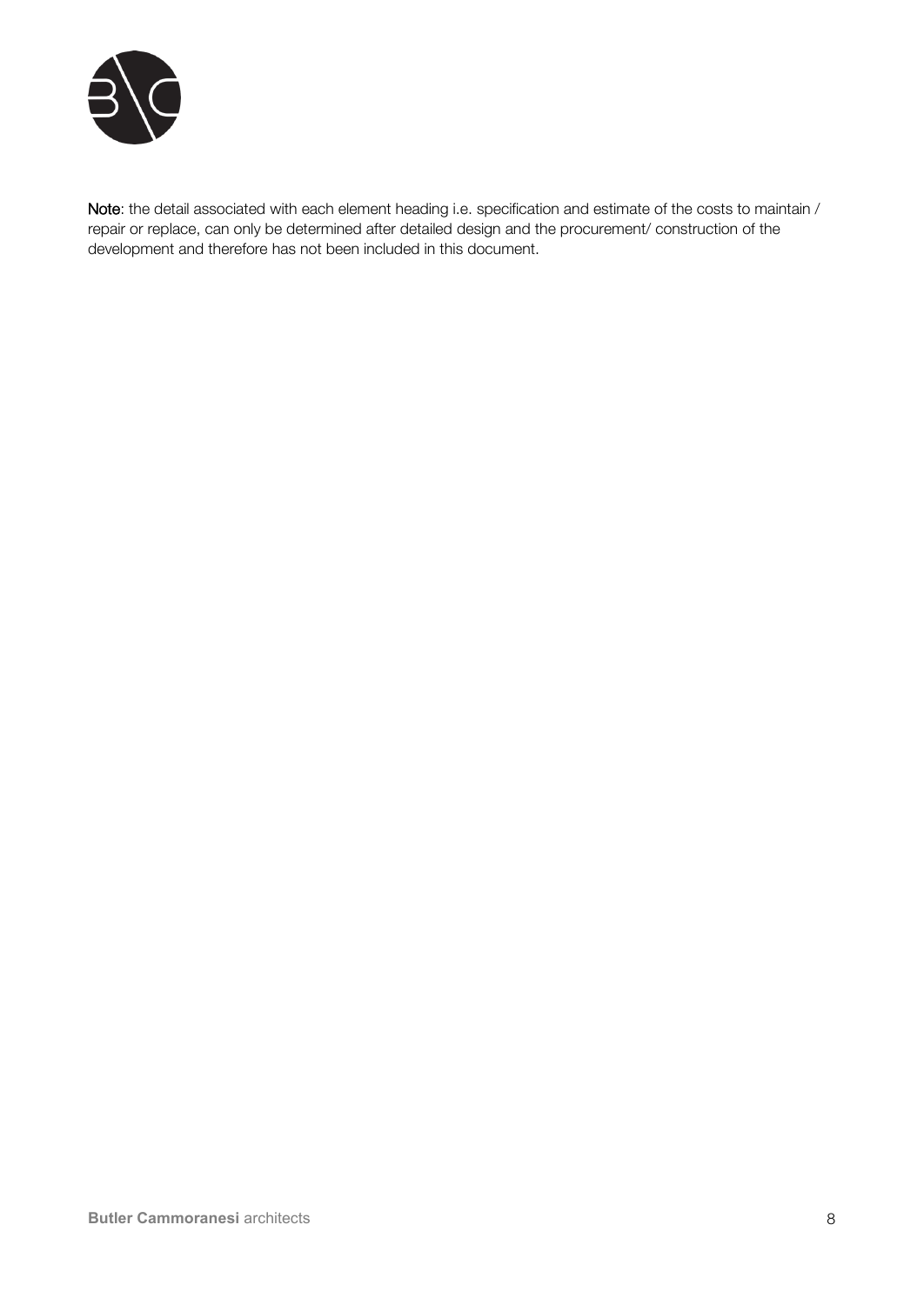**Note**: the detail associated with each element heading i.e. specification and estimate of the costs to maintain / repair or replace, can only be determined after detailed design and the procurement/ construction of the development and therefore has not been included in this document.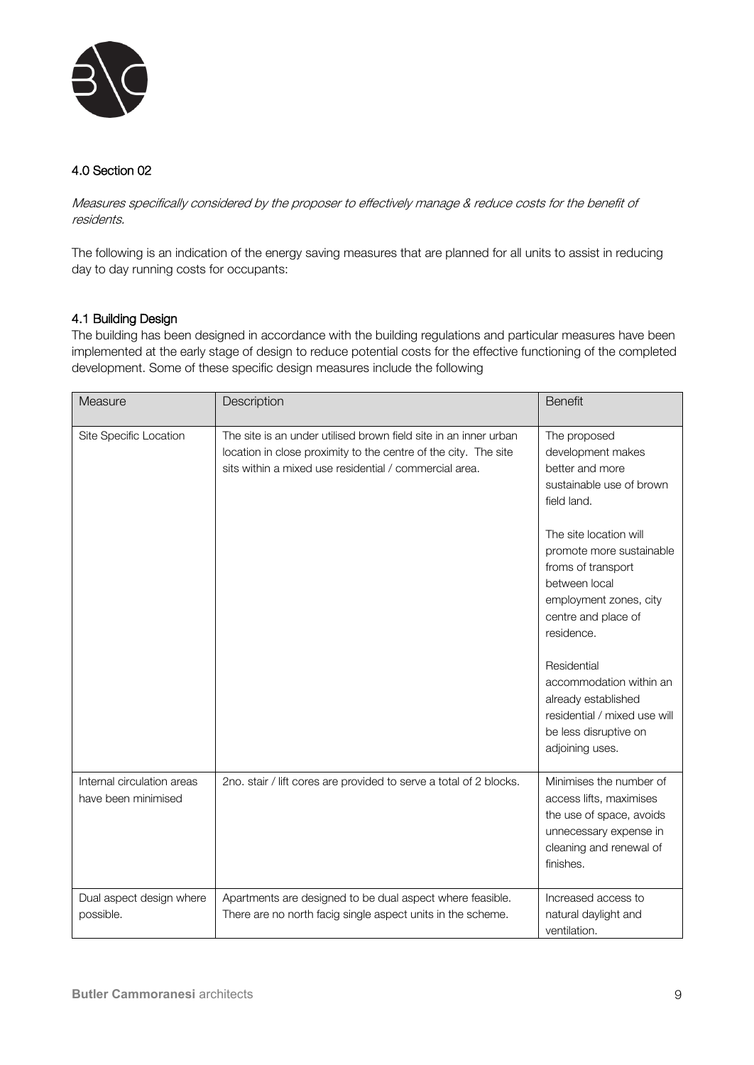## 4.0 Section 02

*Measures specifically considered by the proposer to effectively manage & reduce costs for the benefit of residents.*

The following is an indication of the energy saving measures that are planned for all units to assist in reducing day to day running costs for occupants:

### 4.1 Building Design

The building has been designed in accordance with the building regulations and particular measures have been implemented at the early stage of design to reduce potential costs for the effective functioning of the completed development. Some of these specific design measures include the following

| Measure | Description | Benefit |
|---|---|---|
| Site Specific Location | The site is an under utilised brown field site in an inner urban location in close proximity to the centre of the city. The site sits within a mixed use residential / commercial area. | The proposed development makes better and more sustainable use of brown field land.<br><br>The site location will promote more sustainable froms of transport between local employment zones, city centre and place of residence.<br><br>Residential accommodation within an already established residential / mixed use will be less disruptive on adjoining uses. |
| Internal circulation areas have been minimised | 2no. stair / lift cores are provided to serve a total of 2 blocks. | Minimises the number of access lifts, maximises the use of space, avoids unnecessary expense in cleaning and renewal of finishes. |
| Dual aspect design where possible. | Apartments are designed to be dual aspect where feasible. There are no north facig single aspect units in the scheme. | Increased access to natural daylight and ventilation. |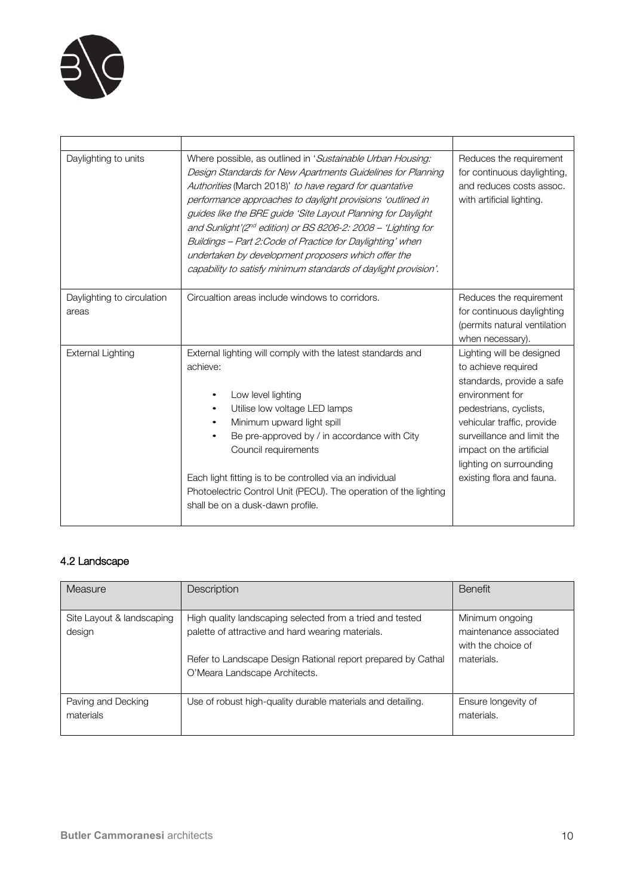| | | |
|---|---|---|
| Daylighting to units | Where possible, as outlined in '*Sustainable Urban Housing: Design Standards for New Apartments Guidelines for Planning Authorities* (March 2018)' *to have regard for quantative performance approaches to daylight provisions 'outlined in guides like the BRE guide 'Site Layout Planning for Daylight and Sunlight'(2nd edition) or BS 8206-2: 2008 – 'Lighting for Buildings – Part 2:Code of Practice for Daylighting' when undertaken by development proposers which offer the capability to satisfy minimum standards of daylight provision'.* | Reduces the requirement for continuous daylighting, and reduces costs assoc. with artificial lighting. |
| Daylighting to circulation areas | Circualtion areas include windows to corridors. | Reduces the requirement for continuous daylighting (permits natural ventilation when necessary). |
| External Lighting | External lighting will comply with the latest standards and achieve:<br><br>• Low level lighting<br>• Utilise low voltage LED lamps<br>• Minimum upward light spill<br>• Be pre-approved by / in accordance with City Council requirements<br><br>Each light fitting is to be controlled via an individual Photoelectric Control Unit (PECU). The operation of the lighting shall be on a dusk-dawn profile. | Lighting will be designed to achieve required standards, provide a safe environment for pedestrians, cyclists, vehicular traffic, provide surveillance and limit the impact on the artificial lighting on surrounding existing flora and fauna. |

### 4.2 Landscape

| Measure | Description | Benefit |
|---|---|---|
| Site Layout & landscaping design | High quality landscaping selected from a tried and tested palette of attractive and hard wearing materials.<br><br>Refer to Landscape Design Rational report prepared by Cathal O'Meara Landscape Architects. | Minimum ongoing maintenance associated with the choice of materials. |
| Paving and Decking materials | Use of robust high-quality durable materials and detailing. | Ensure longevity of materials. |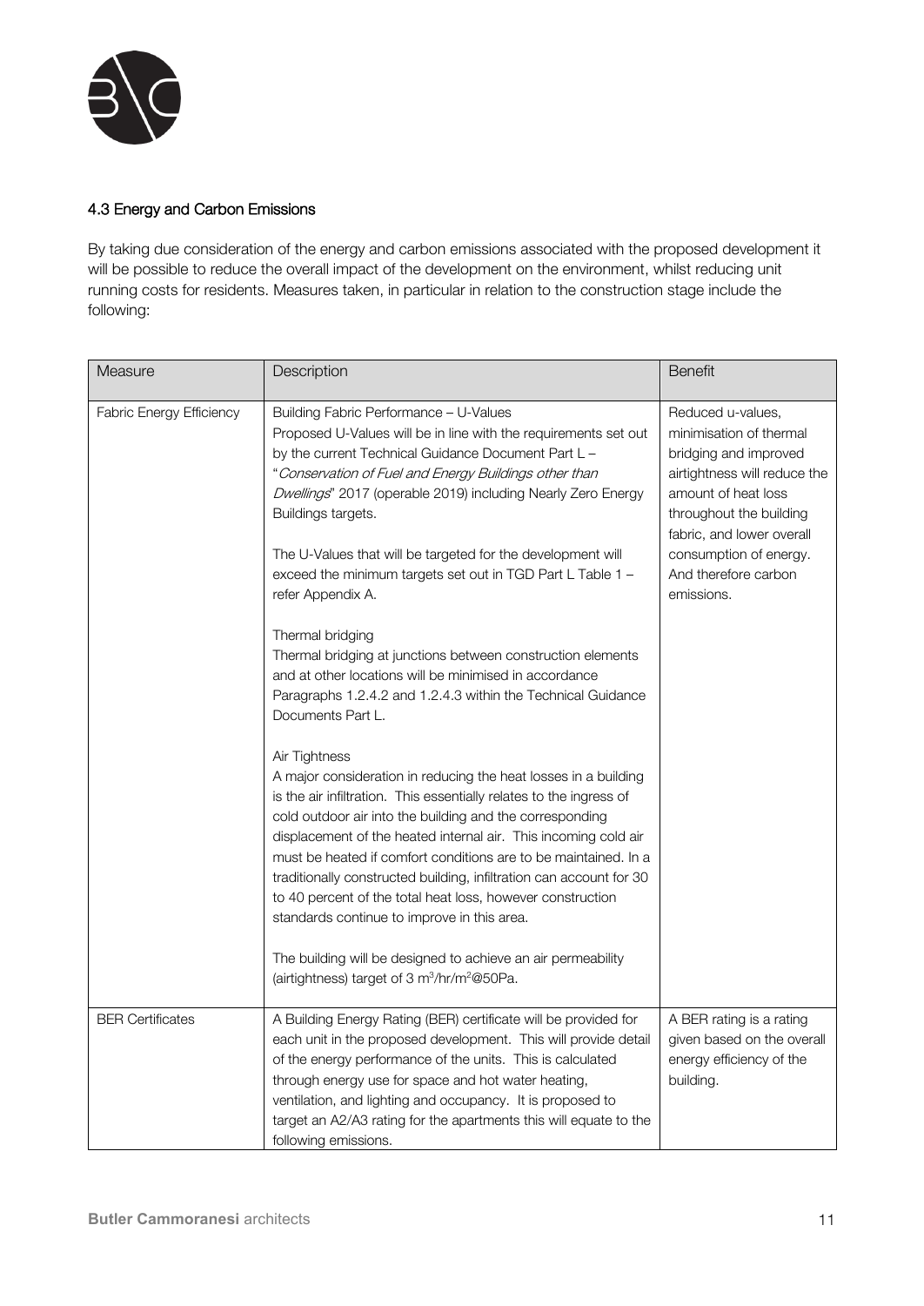### 4.3 Energy and Carbon Emissions

By taking due consideration of the energy and carbon emissions associated with the proposed development it will be possible to reduce the overall impact of the development on the environment, whilst reducing unit running costs for residents. Measures taken, in particular in relation to the construction stage include the following:

| Measure | Description | Benefit |
| --- | --- | --- |
| Fabric Energy Efficiency | Building Fabric Performance – U-Values<br>Proposed U-Values will be in line with the requirements set out by the current Technical Guidance Document Part L – "*Conservation of Fuel and Energy Buildings other than Dwellings*" 2017 (operable 2019) including Nearly Zero Energy Buildings targets.<br><br>The U-Values that will be targeted for the development will exceed the minimum targets set out in TGD Part L Table 1 – refer Appendix A.<br><br>Thermal bridging<br>Thermal bridging at junctions between construction elements and at other locations will be minimised in accordance Paragraphs 1.2.4.2 and 1.2.4.3 within the Technical Guidance Documents Part L.<br><br>Air Tightness<br>A major consideration in reducing the heat losses in a building is the air infiltration. This essentially relates to the ingress of cold outdoor air into the building and the corresponding displacement of the heated internal air. This incoming cold air must be heated if comfort conditions are to be maintained. In a traditionally constructed building, infiltration can account for 30 to 40 percent of the total heat loss, however construction standards continue to improve in this area.<br><br>The building will be designed to achieve an air permeability (airtightness) target of 3 $m^3/hr/m^2$@50Pa. | Reduced u-values, minimisation of thermal bridging and improved airtightness will reduce the amount of heat loss throughout the building fabric, and lower overall consumption of energy. And therefore carbon emissions. |
| BER Certificates | A Building Energy Rating (BER) certificate will be provided for each unit in the proposed development. This will provide detail of the energy performance of the units. This is calculated through energy use for space and hot water heating, ventilation, and lighting and occupancy. It is proposed to target an A2/A3 rating for the apartments this will equate to the following emissions. | A BER rating is a rating given based on the overall energy efficiency of the building. |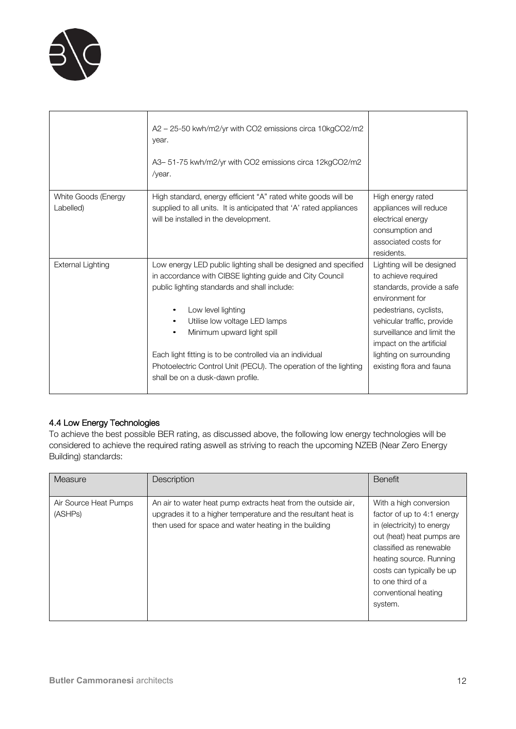| | | |
|---|---|---|
| | A2 – 25-50 kwh/m2/yr with $CO_2$ emissions circa 10kg$CO_2$/m2 year.<br><br>A3– 51-75 kwh/m2/yr with $CO_2$ emissions circa 12kg$CO_2$/m2 /year. | |
| White Goods (Energy Labelled) | High standard, energy efficient "A" rated white goods will be supplied to all units. It is anticipated that 'A' rated appliances will be installed in the development. | High energy rated appliances will reduce electrical energy consumption and associated costs for residents. |
| External Lighting | Low energy LED public lighting shall be designed and specified in accordance with CIBSE lighting guide and City Council public lighting standards and shall include:<br><br>• Low level lighting<br>• Utilise low voltage LED lamps<br>• Minimum upward light spill<br><br>Each light fitting is to be controlled via an individual Photoelectric Control Unit (PECU). The operation of the lighting shall be on a dusk-dawn profile. | Lighting will be designed to achieve required standards, provide a safe environment for pedestrians, cyclists, vehicular traffic, provide surveillance and limit the impact on the artificial lighting on surrounding existing flora and fauna |

### 4.4 Low Energy Technologies

To achieve the best possible BER rating, as discussed above, the following low energy technologies will be considered to achieve the required rating aswell as striving to reach the upcoming NZEB (Near Zero Energy Building) standards:

| Measure | Description | Benefit |
|---|---|---|
| Air Source Heat Pumps (ASHPs) | An air to water heat pump extracts heat from the outside air, upgrades it to a higher temperature and the resultant heat is then used for space and water heating in the building | With a high conversion factor of up to 4:1 energy in (electricity) to energy out (heat) heat pumps are classified as renewable heating source. Running costs can typically be up to one third of a conventional heating system. |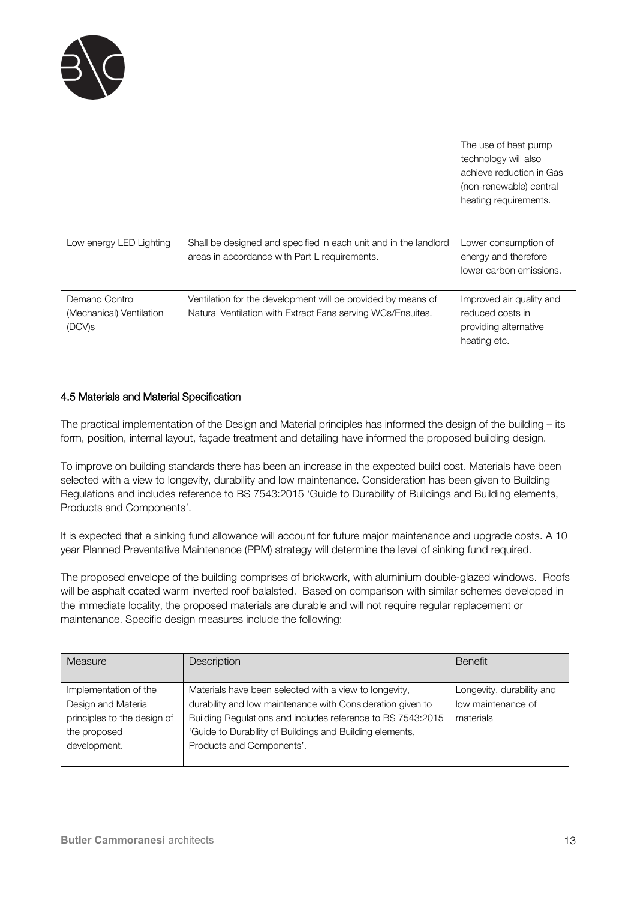| | | The use of heat pump technology will also achieve reduction in Gas (non-renewable) central heating requirements. |
|---|---|---|
| Low energy LED Lighting | Shall be designed and specified in each unit and in the landlord areas in accordance with Part L requirements. | Lower consumption of energy and therefore lower carbon emissions. |
| Demand Control (Mechanical) Ventilation (DCV)s | Ventilation for the development will be provided by means of Natural Ventilation with Extract Fans serving WCs/Ensuites. | Improved air quality and reduced costs in providing alternative heating etc. |

### 4.5 Materials and Material Specification

The practical implementation of the Design and Material principles has informed the design of the building – its form, position, internal layout, façade treatment and detailing have informed the proposed building design.

To improve on building standards there has been an increase in the expected build cost. Materials have been selected with a view to longevity, durability and low maintenance. Consideration has been given to Building Regulations and includes reference to BS 7543:2015 'Guide to Durability of Buildings and Building elements, Products and Components'.

It is expected that a sinking fund allowance will account for future major maintenance and upgrade costs. A 10 year Planned Preventative Maintenance (PPM) strategy will determine the level of sinking fund required.

The proposed envelope of the building comprises of brickwork, with aluminium double-glazed windows. Roofs will be asphalt coated warm inverted roof balalsted. Based on comparison with similar schemes developed in the immediate locality, the proposed materials are durable and will not require regular replacement or maintenance. Specific design measures include the following:

| Measure | Description | Benefit |
|---|---|---|
| Implementation of the Design and Material principles to the design of the proposed development. | Materials have been selected with a view to longevity, durability and low maintenance with Consideration given to Building Regulations and includes reference to BS 7543:2015 'Guide to Durability of Buildings and Building elements, Products and Components'. | Longevity, durability and low maintenance of materials |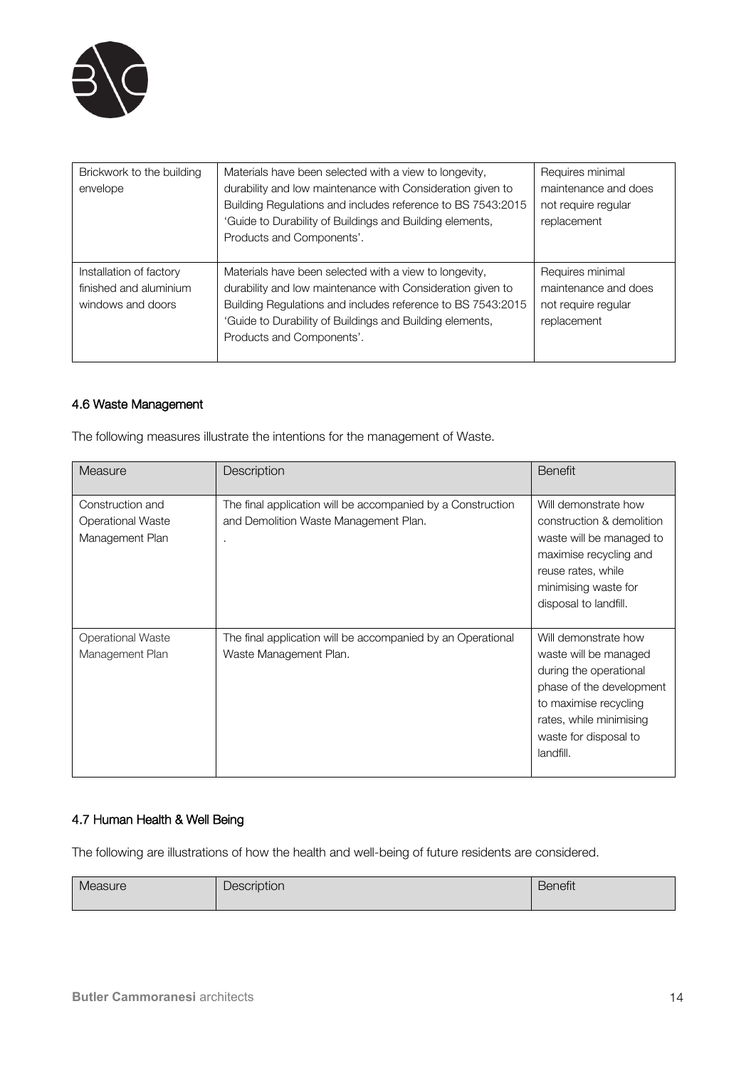| Brickwork to the building envelope | Materials have been selected with a view to longevity, durability and low maintenance with Consideration given to Building Regulations and includes reference to BS 7543:2015 'Guide to Durability of Buildings and Building elements, Products and Components'. | Requires minimal maintenance and does not require regular replacement |
|---|---|---|
| Installation of factory finished and aluminium windows and doors | Materials have been selected with a view to longevity, durability and low maintenance with Consideration given to Building Regulations and includes reference to BS 7543:2015 'Guide to Durability of Buildings and Building elements, Products and Components'. | Requires minimal maintenance and does not require regular replacement |

### 4.6 Waste Management

The following measures illustrate the intentions for the management of Waste.

| Measure | Description | Benefit |
|---|---|---|
| Construction and Operational Waste Management Plan | The final application will be accompanied by a Construction and Demolition Waste Management Plan.<br>. | Will demonstrate how construction & demolition waste will be managed to maximise recycling and reuse rates, while minimising waste for disposal to landfill. |
| Operational Waste Management Plan | The final application will be accompanied by an Operational Waste Management Plan. | Will demonstrate how waste will be managed during the operational phase of the development to maximise recycling rates, while minimising waste for disposal to landfill. |

### 4.7 Human Health & Well Being

The following are illustrations of how the health and well-being of future residents are considered.

| Measure | Description | Benefit |
|---|---|---|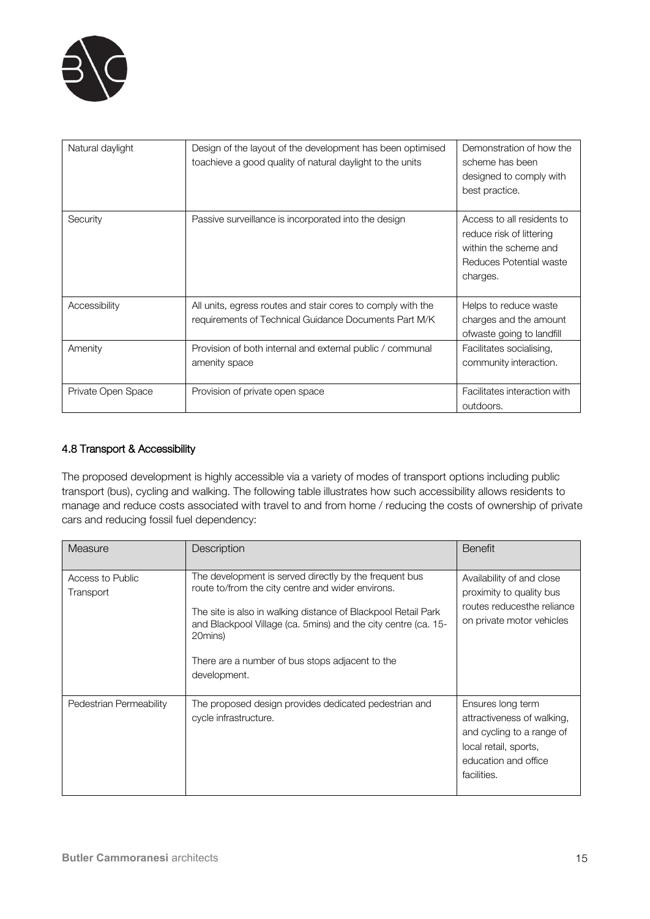| Natural daylight | Design of the layout of the development has been optimised toachieve a good quality of natural daylight to the units | Demonstration of how the scheme has been designed to comply with best practice. |
|---|---|---|
| Security | Passive surveillance is incorporated into the design | Access to all residents to reduce risk of littering within the scheme and Reduces Potential waste charges. |
| Accessibility | All units, egress routes and stair cores to comply with the requirements of Technical Guidance Documents Part M/K | Helps to reduce waste charges and the amount ofwaste going to landfill |
| Amenity | Provision of both internal and external public / communal amenity space | Facilitates socialising, community interaction. |
| Private Open Space | Provision of private open space | Facilitates interaction with outdoors. |

### 4.8 Transport & Accessibility

The proposed development is highly accessible via a variety of modes of transport options including public transport (bus), cycling and walking. The following table illustrates how such accessibility allows residents to manage and reduce costs associated with travel to and from home / reducing the costs of ownership of private cars and reducing fossil fuel dependency:

| Measure | Description | Benefit |
|---|---|---|
| Access to Public Transport | The development is served directly by the frequent bus route to/from the city centre and wider environs.<br><br>The site is also in walking distance of Blackpool Retail Park and Blackpool Village (ca. 5mins) and the city centre (ca. 15-20mins)<br><br>There are a number of bus stops adjacent to the development. | Availability of and close proximity to quality bus routes reducesthe reliance on private motor vehicles |
| Pedestrian Permeability | The proposed design provides dedicated pedestrian and cycle infrastructure. | Ensures long term attractiveness of walking, and cycling to a range of local retail, sports, education and office facilities. |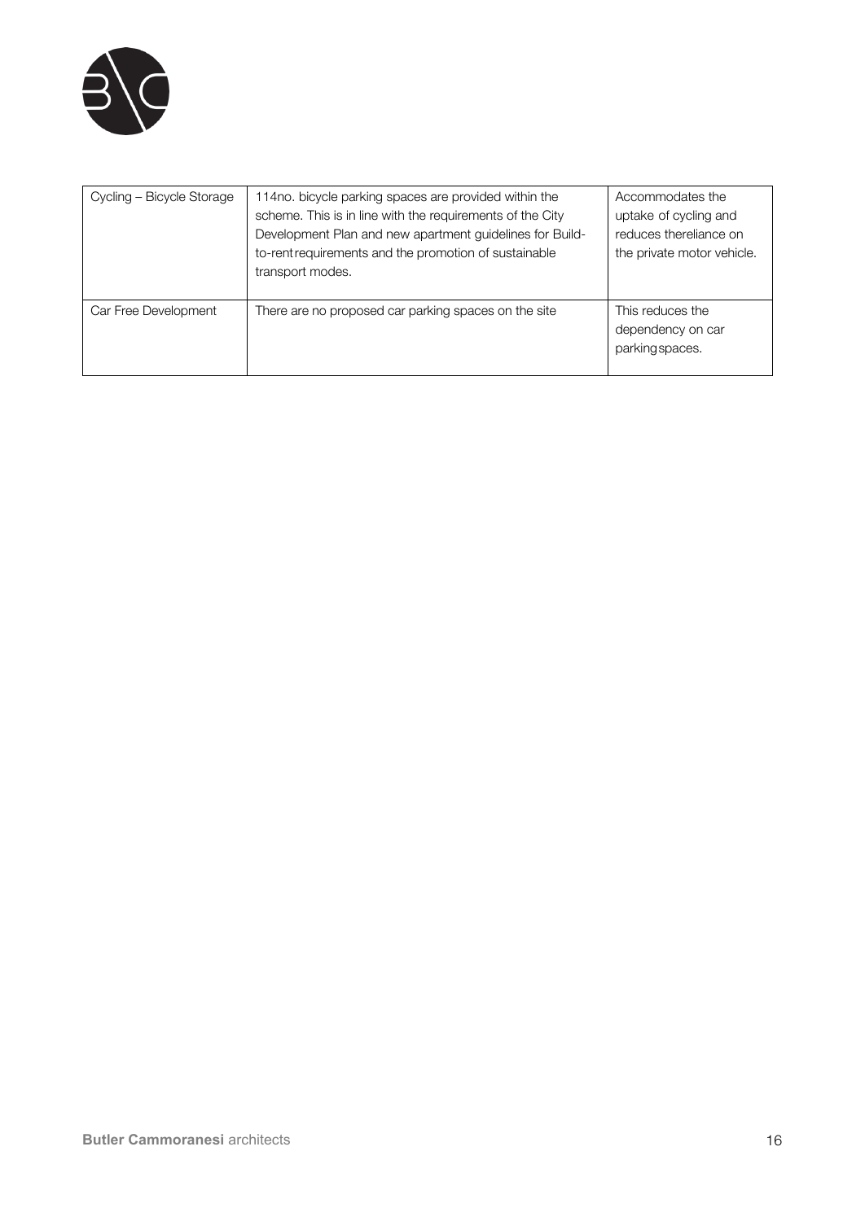| Cycling – Bicycle Storage | 114no. bicycle parking spaces are provided within the scheme. This is in line with the requirements of the City Development Plan and new apartment guidelines for Build-to-rent requirements and the promotion of sustainable transport modes. | Accommodates the uptake of cycling and reduces thereliance on the private motor vehicle. |
|---|---|---|
| Car Free Development | There are no proposed car parking spaces on the site | This reduces the dependency on car parkingspaces. |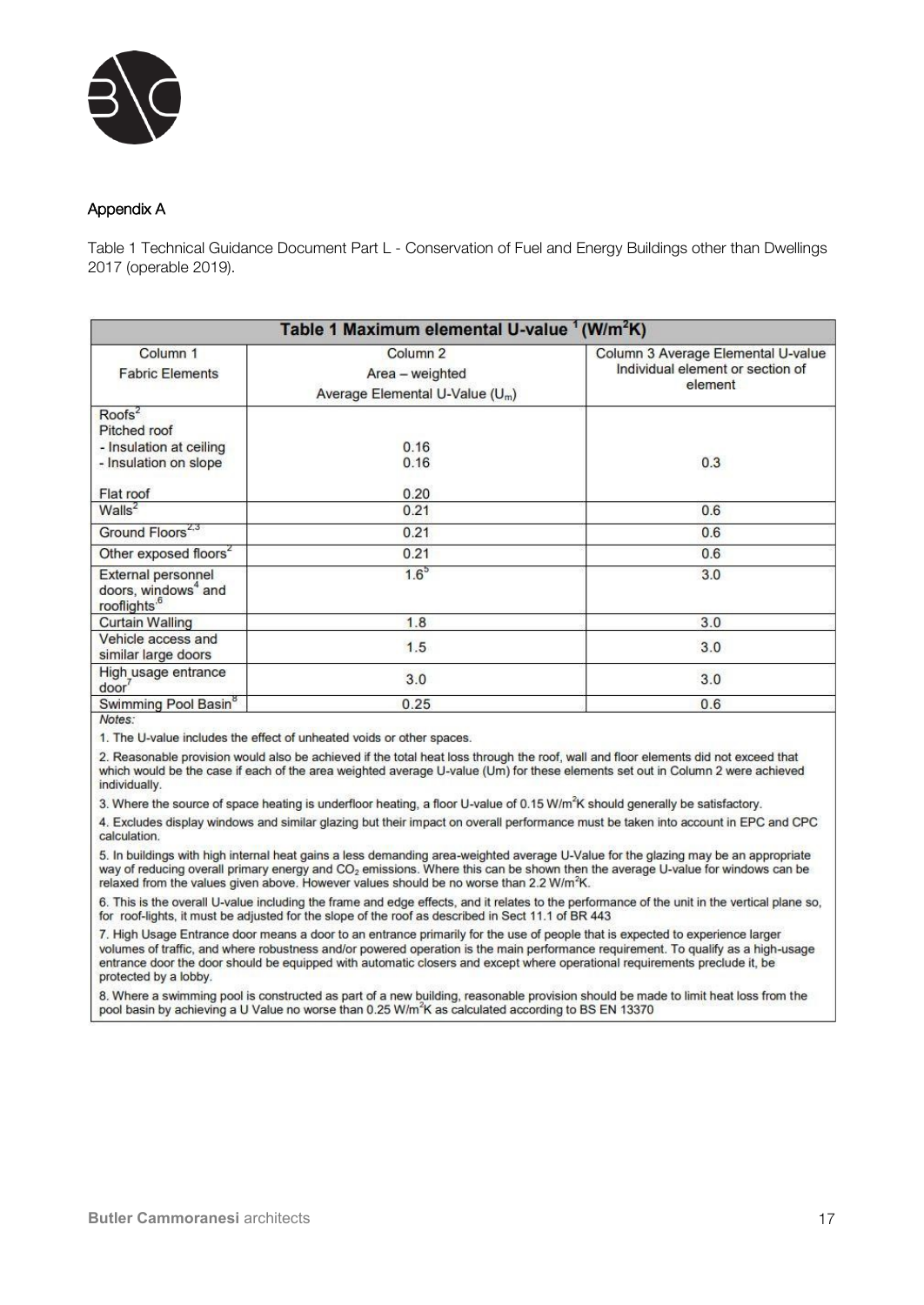## Appendix A

Table 1 Technical Guidance Document Part L - Conservation of Fuel and Energy Buildings other than Dwellings 2017 (operable 2019).

| Table 1 Maximum elemental U-value [1] ($W/m^2K$) | | |
|---|---|---|
| Column 1<br>Fabric Elements | Column 2<br>Area – weighted<br>Average Elemental U-Value ($U_m$) | Column 3 Average Elemental U-value<br>Individual element or section of element |
| Roofs[2]<br>Pitched roof<br>- Insulation at ceiling<br>- Insulation on slope<br><br>Flat roof | <br><br>0.16<br>0.16<br><br>0.20 | 0.3 |
| Walls[2] | 0.21 | 0.6 |
| Ground Floors[2,3] | 0.21 | 0.6 |
| Other exposed floors[2] | 0.21 | 0.6 |
| External personnel doors, windows[4] and rooflights[6] | 1.6[5] | 3.0 |
| Curtain Walling | 1.8 | 3.0 |
| Vehicle access and similar large doors | 1.5 | 3.0 |
| High usage entrance door[7] | 3.0 | 3.0 |
| Swimming Pool Basin[8] | 0.25 | 0.6 |

*Notes:*

1. The U-value includes the effect of unheated voids or other spaces.
2. Reasonable provision would also be achieved if the total heat loss through the roof, wall and floor elements did not exceed that which would be the case if each of the area weighted average U-value (Um) for these elements set out in Column 2 were achieved individually.
3. Where the source of space heating is underfloor heating, a floor U-value of 0.15 $W/m^2K$ should generally be satisfactory.
4. Excludes display windows and similar glazing but their impact on overall performance must be taken into account in EPC and CPC calculation.
5. In buildings with high internal heat gains a less demanding area-weighted average U-Value for the glazing may be an appropriate way of reducing overall primary energy and $CO_2$ emissions. Where this can be shown then the average U-value for windows can be relaxed from the values given above. However values should be no worse than 2.2 $W/m^2K$.
6. This is the overall U-value including the frame and edge effects, and it relates to the performance of the unit in the vertical plane so, for roof-lights, it must be adjusted for the slope of the roof as described in Sect 11.1 of BR 443
7. High Usage Entrance door means a door to an entrance primarily for the use of people that is expected to experience larger volumes of traffic, and where robustness and/or powered operation is the main performance requirement. To qualify as a high-usage entrance door the door should be equipped with automatic closers and except where operational requirements preclude it, be protected by a lobby.
8. Where a swimming pool is constructed as part of a new building, reasonable provision should be made to limit heat loss from the pool basin by achieving a U Value no worse than 0.25 $W/m^2K$ as calculated according to BS EN 13370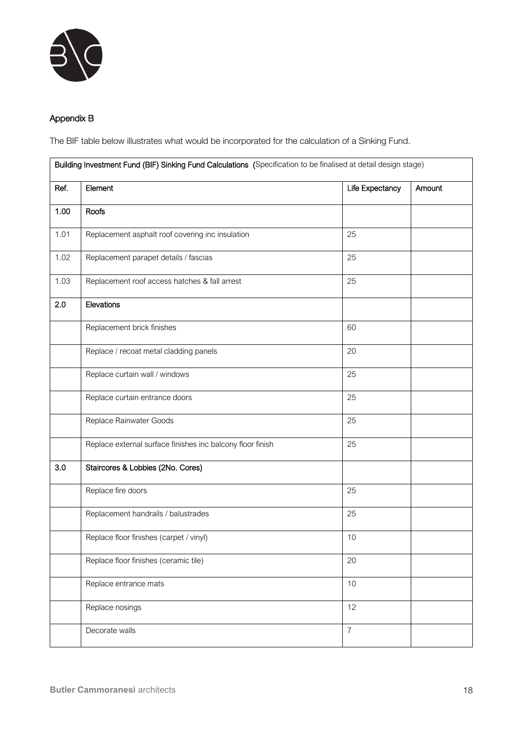## Appendix B

The BIF table below illustrates what would be incorporated for the calculation of a Sinking Fund.

| **Building Investment Fund (BIF) Sinking Fund Calculations** (Specification to be finalised at detail design stage) | | | |
|---|---|---|---|
| Ref. | Element | Life Expectancy | Amount |
| **1.00** | **Roofs** | | |
| 1.01 | Replacement asphalt roof covering inc insulation | 25 | |
| 1.02 | Replacement parapet details / fascias | 25 | |
| 1.03 | Replacement roof access hatches & fall arrest | 25 | |
| **2.0** | **Elevations** | | |
| | Replacement brick finishes | 60 | |
| | Replace / recoat metal cladding panels | 20 | |
| | Replace curtain wall / windows | 25 | |
| | Replace curtain entrance doors | 25 | |
| | Replace Rainwater Goods | 25 | |
| | Replace external surface finishes inc balcony floor finish | 25 | |
| **3.0** | **Staircores & Lobbies (2No. Cores)** | | |
| | Replace fire doors | 25 | |
| | Replacement handrails / balustrades | 25 | |
| | Replace floor finishes (carpet / vinyl) | 10 | |
| | Replace floor finishes (ceramic tile) | 20 | |
| | Replace entrance mats | 10 | |
| | Replace nosings | 12 | |
| | Decorate walls | 7 | |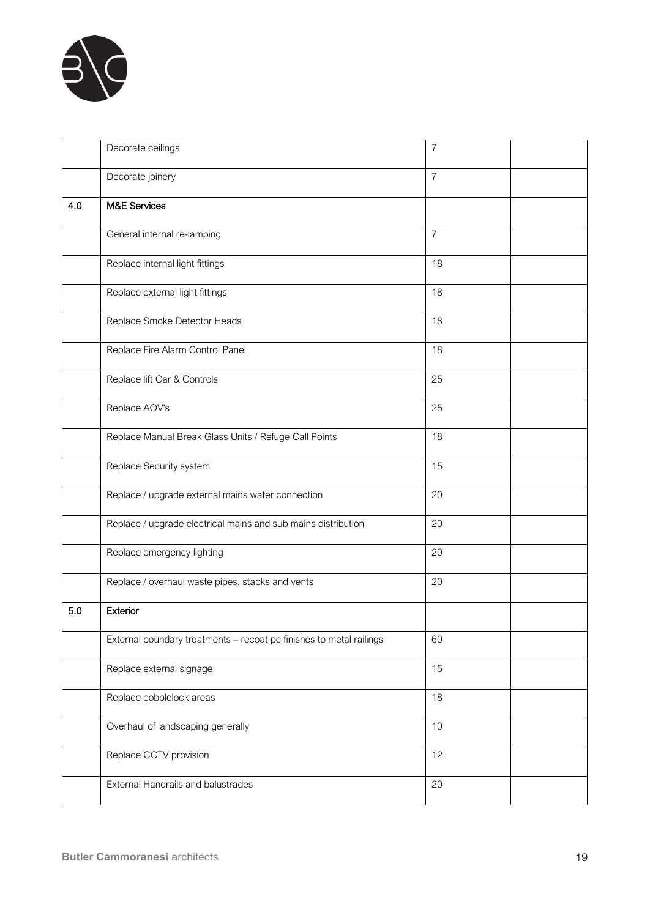| | | | |
|---|---|---|---|
| | Decorate ceilings | 7 | |
| | Decorate joinery | 7 | |
| 4.0 | **M&E Services** | | |
| | General internal re-lamping | 7 | |
| | Replace internal light fittings | 18 | |
| | Replace external light fittings | 18 | |
| | Replace Smoke Detector Heads | 18 | |
| | Replace Fire Alarm Control Panel | 18 | |
| | Replace lift Car & Controls | 25 | |
| | Replace AOV's | 25 | |
| | Replace Manual Break Glass Units / Refuge Call Points | 18 | |
| | Replace Security system | 15 | |
| | Replace / upgrade external mains water connection | 20 | |
| | Replace / upgrade electrical mains and sub mains distribution | 20 | |
| | Replace emergency lighting | 20 | |
| | Replace / overhaul waste pipes, stacks and vents | 20 | |
| 5.0 | **Exterior** | | |
| | External boundary treatments – recoat pc finishes to metal railings | 60 | |
| | Replace external signage | 15 | |
| | Replace cobblelock areas | 18 | |
| | Overhaul of landscaping generally | 10 | |
| | Replace CCTV provision | 12 | |
| | External Handrails and balustrades | 20 | |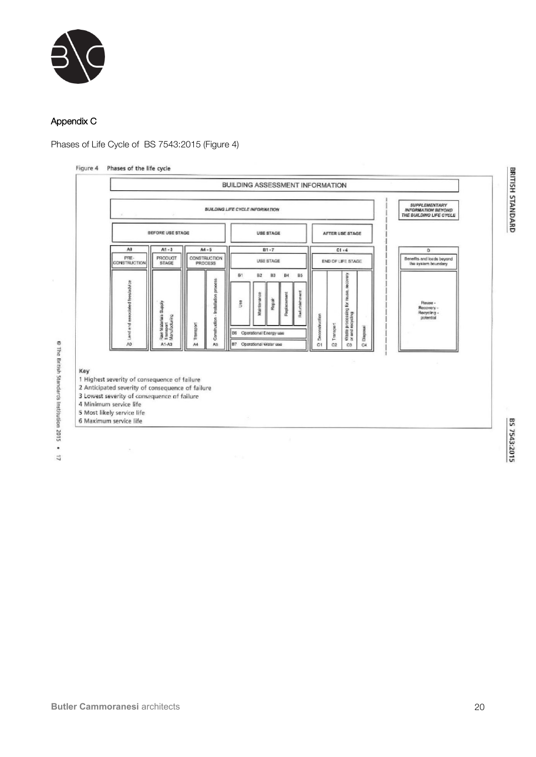## Appendix C

Phases of Life Cycle of BS 7543:2015 (Figure 4)

Figure 4 Phases of the life cycle

BUILDING ASSESSMENT INFORMATION

BUILDING LIFE CYCLE INFORMATION

SUPPLEMENTARY INFORMATION BEYOND THE BUILDING LIFE CYCLE

BEFORE USE STAGE

USE STAGE

AFTER USE STAGE

A0 PRE-CONSTRUCTION

A1 - 3 PRODUCT STAGE

A4 - 5 CONSTRUCTION PROCESS

B1 - 7 USE STAGE

C1 - 4 END OF LIFE STAGE

D Benefits and loads beyond the system boundary

Land and associated fees/advice — A0

Raw Materials Supply, Transport, Manufacturing — A1-A3

Transport — A4

Construction - Installation process — A5

B1 Use

B2 Maintenance

B3 Repair

B4 Replacement

B5 Refurbishment

B6 Operational Energy use

B7 Operational Water use

Deconstruction — C1

Transport — C2

Waste processing for reuse, recovery or and recycling — C3

Disposal — C4

Reuse - Recovery - Recycling - potential

Key

1 Highest severity of consequence of failure

2 Anticipated severity of consequence of failure

3 Lowest severity of consequence of failure

4 Minimum service life

5 Most likely service life

6 Maximum service life

© The British Standards Institution 2015 • 17

BRITISH STANDARD

BS 7543:2015